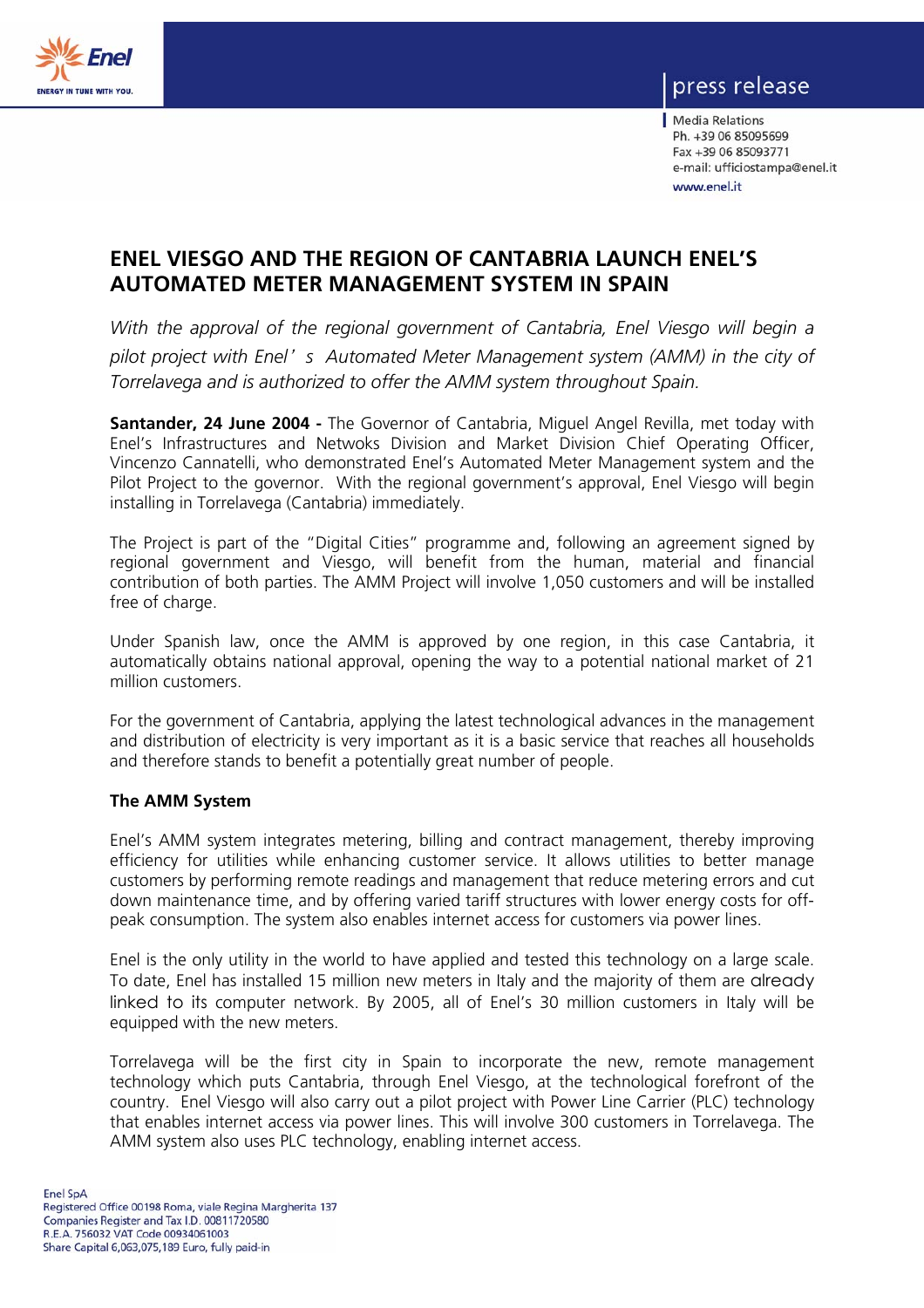press release

Media Relations
Ph. +39 06 85095699
Fax +39 06 85093771
e-mail: ufficiostampa@enel.it
www.enel.it

# ENEL VIESGO AND THE REGION OF CANTABRIA LAUNCH ENEL'S AUTOMATED METER MANAGEMENT SYSTEM IN SPAIN

*With the approval of the regional government of Cantabria, Enel Viesgo will begin a pilot project with Enel's Automated Meter Management system (AMM) in the city of Torrelavega and is authorized to offer the AMM system throughout Spain.*

**Santander, 24 June 2004 -** The Governor of Cantabria, Miguel Angel Revilla, met today with Enel's Infrastructures and Netwoks Division and Market Division Chief Operating Officer, Vincenzo Cannatelli, who demonstrated Enel's Automated Meter Management system and the Pilot Project to the governor. With the regional government's approval, Enel Viesgo will begin installing in Torrelavega (Cantabria) immediately.

The Project is part of the "Digital Cities" programme and, following an agreement signed by regional government and Viesgo, will benefit from the human, material and financial contribution of both parties. The AMM Project will involve 1,050 customers and will be installed free of charge.

Under Spanish law, once the AMM is approved by one region, in this case Cantabria, it automatically obtains national approval, opening the way to a potential national market of 21 million customers.

For the government of Cantabria, applying the latest technological advances in the management and distribution of electricity is very important as it is a basic service that reaches all households and therefore stands to benefit a potentially great number of people.

### The AMM System

Enel's AMM system integrates metering, billing and contract management, thereby improving efficiency for utilities while enhancing customer service. It allows utilities to better manage customers by performing remote readings and management that reduce metering errors and cut down maintenance time, and by offering varied tariff structures with lower energy costs for off-peak consumption. The system also enables internet access for customers via power lines.

Enel is the only utility in the world to have applied and tested this technology on a large scale. To date, Enel has installed 15 million new meters in Italy and the majority of them are already linked to its computer network. By 2005, all of Enel's 30 million customers in Italy will be equipped with the new meters.

Torrelavega will be the first city in Spain to incorporate the new, remote management technology which puts Cantabria, through Enel Viesgo, at the technological forefront of the country. Enel Viesgo will also carry out a pilot project with Power Line Carrier (PLC) technology that enables internet access via power lines. This will involve 300 customers in Torrelavega. The AMM system also uses PLC technology, enabling internet access.

Enel SpA
Registered Office 00198 Roma, viale Regina Margherita 137
Companies Register and Tax I.D. 00811720580
R.E.A. 756032 VAT Code 00934061003
Share Capital 6,063,075,189 Euro, fully paid-in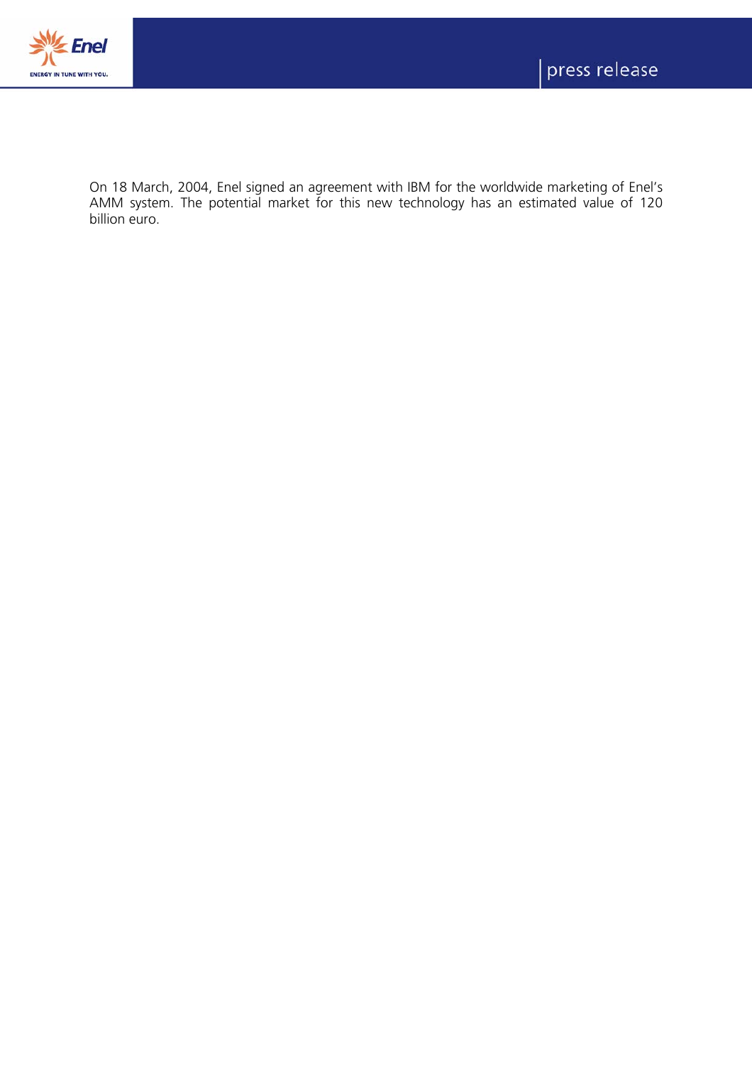On 18 March, 2004, Enel signed an agreement with IBM for the worldwide marketing of Enel's AMM system. The potential market for this new technology has an estimated value of 120 billion euro.